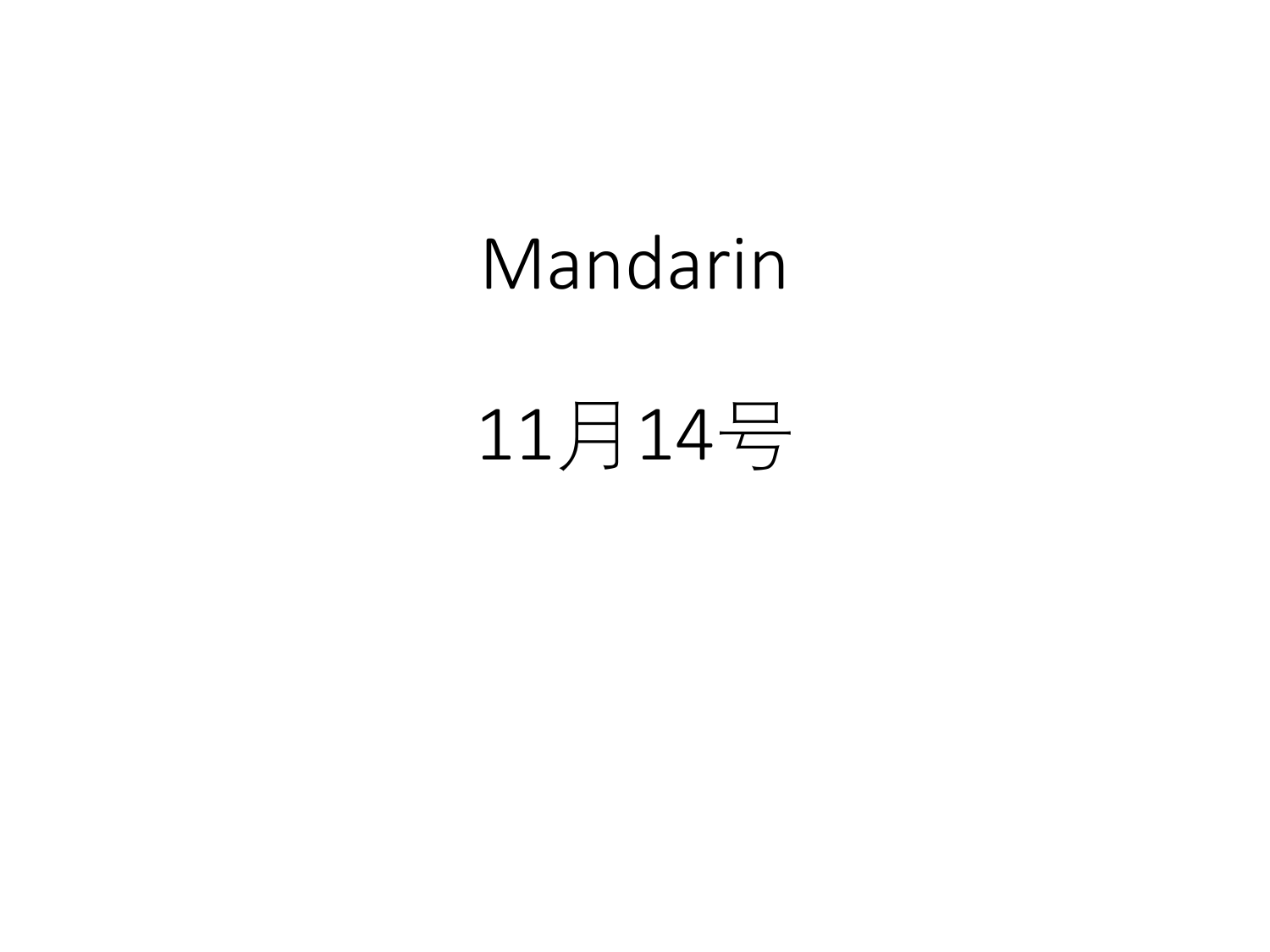# Mandarin

## 11月14号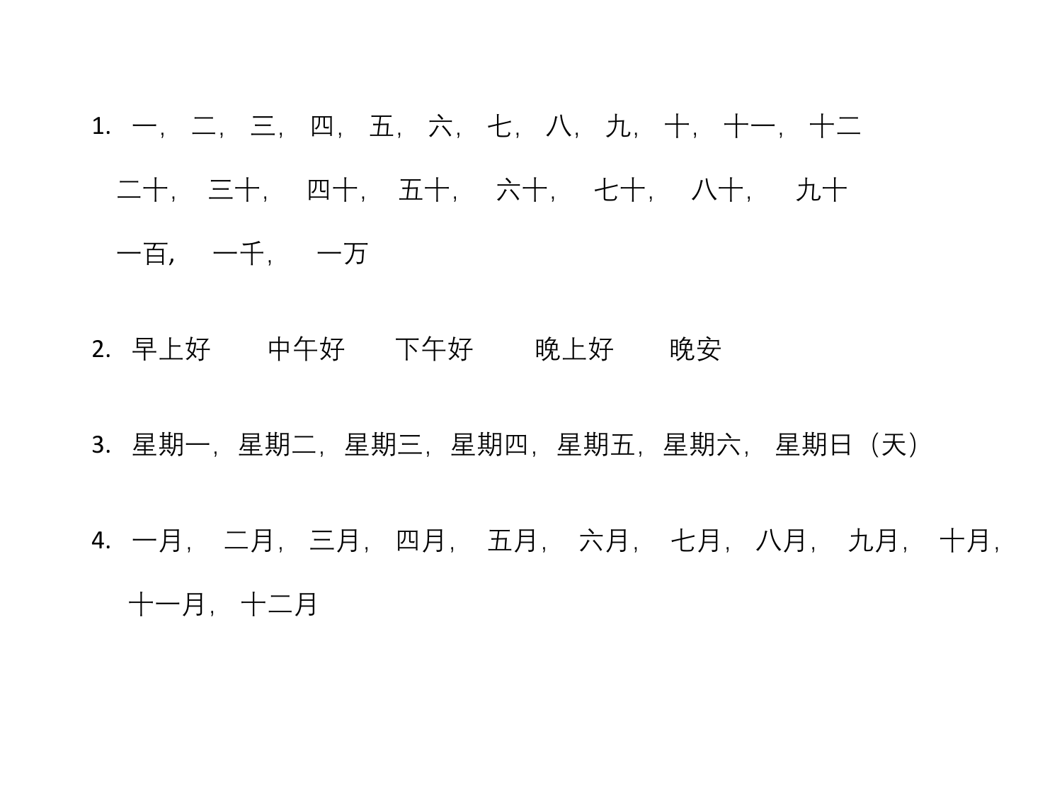1. 一， 二， 三， 四， 五， 六， 七， 八， 九， 十， 十一， 十二

   二十， 三十， 四十， 五十， 六十， 七十， 八十， 九十

   一百， 一千， 一万

2. 早上好 中午好 下午好 晚上好 晚安

3. 星期一，星期二，星期三，星期四，星期五，星期六， 星期日（天）

4. 一月， 二月， 三月， 四月， 五月， 六月， 七月， 八月， 九月， 十月，

   十一月， 十二月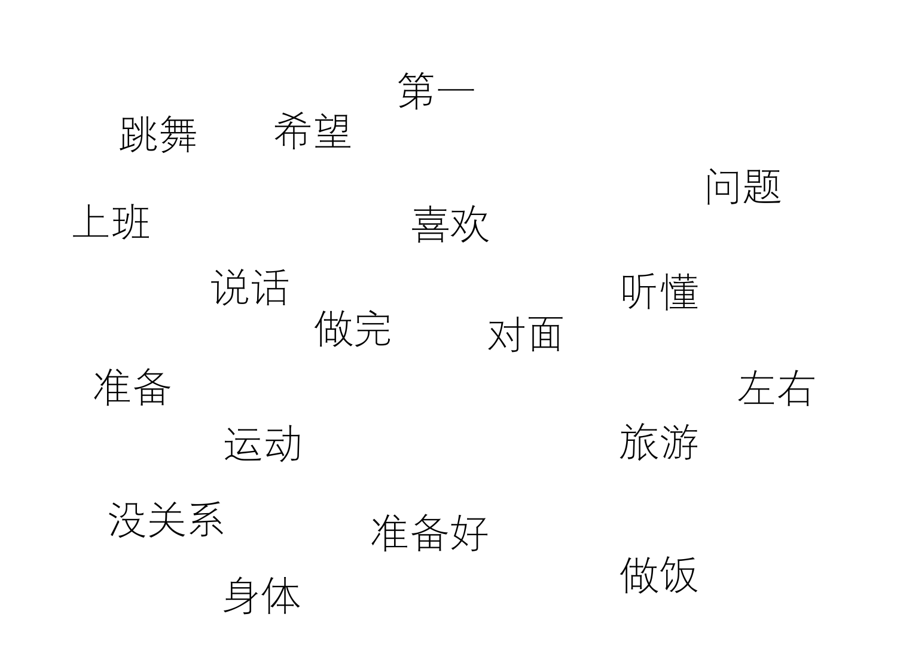第一

跳舞

希望

问题

上班

喜欢

说话

听懂

做完

对面

准备

左右

运动

旅游

没关系

准备好

做饭

身体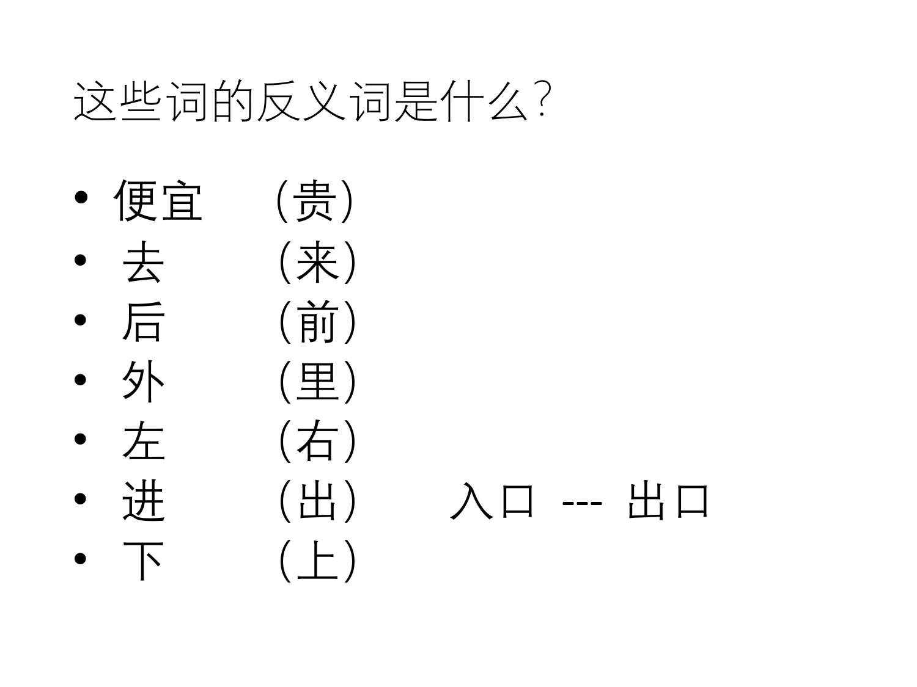# 这些词的反义词是什么？

- 便宜　(贵)
- 去　(来)
- 后　(前)
- 外　(里)
- 左　(右)
- 进　(出)　入口 --- 出口
- 下　(上)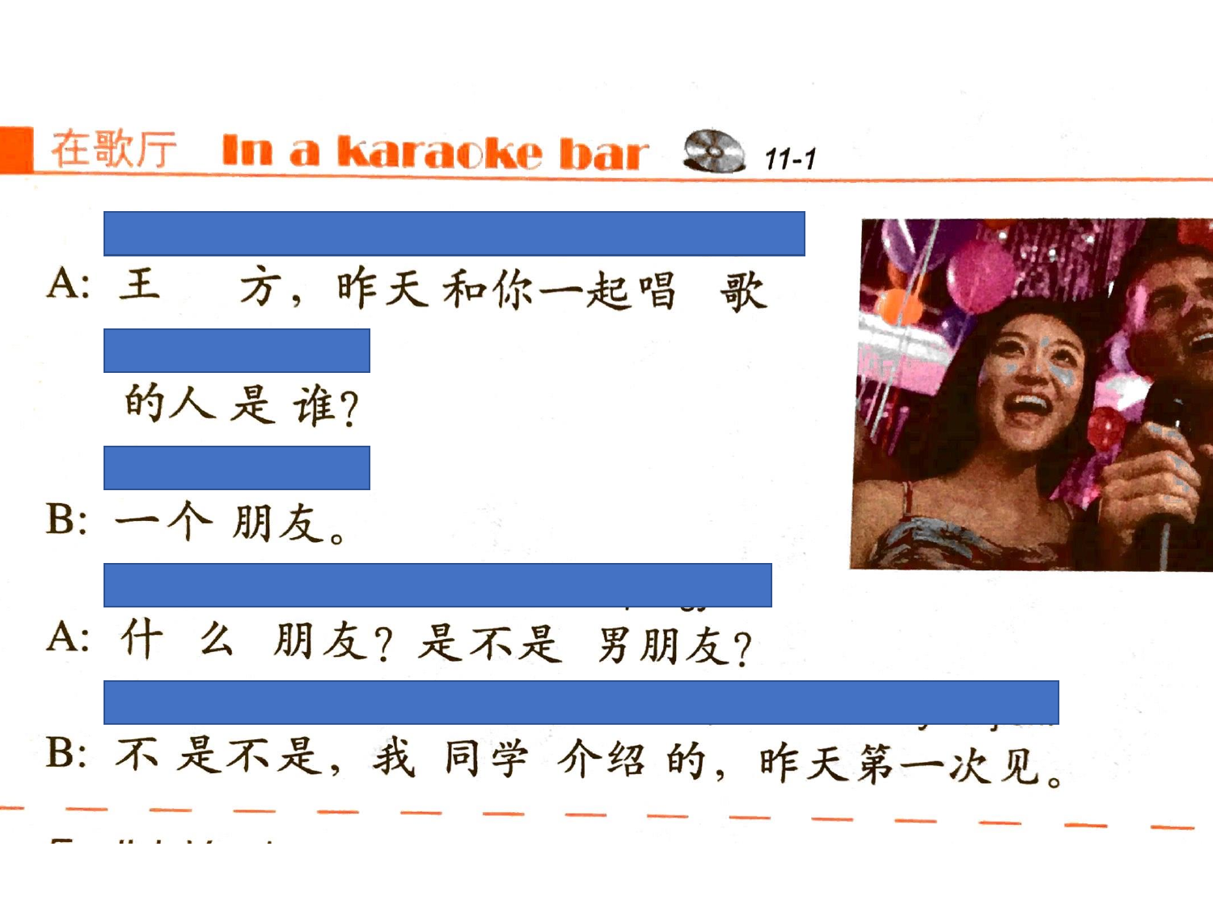## 在歌厅 In a karaoke bar 11-1

A: 王方，昨天和你一起唱歌的人是谁？

B: 一个朋友。

A: 什么朋友？是不是男朋友？

B: 不是不是，我同学介绍的，昨天第一次见。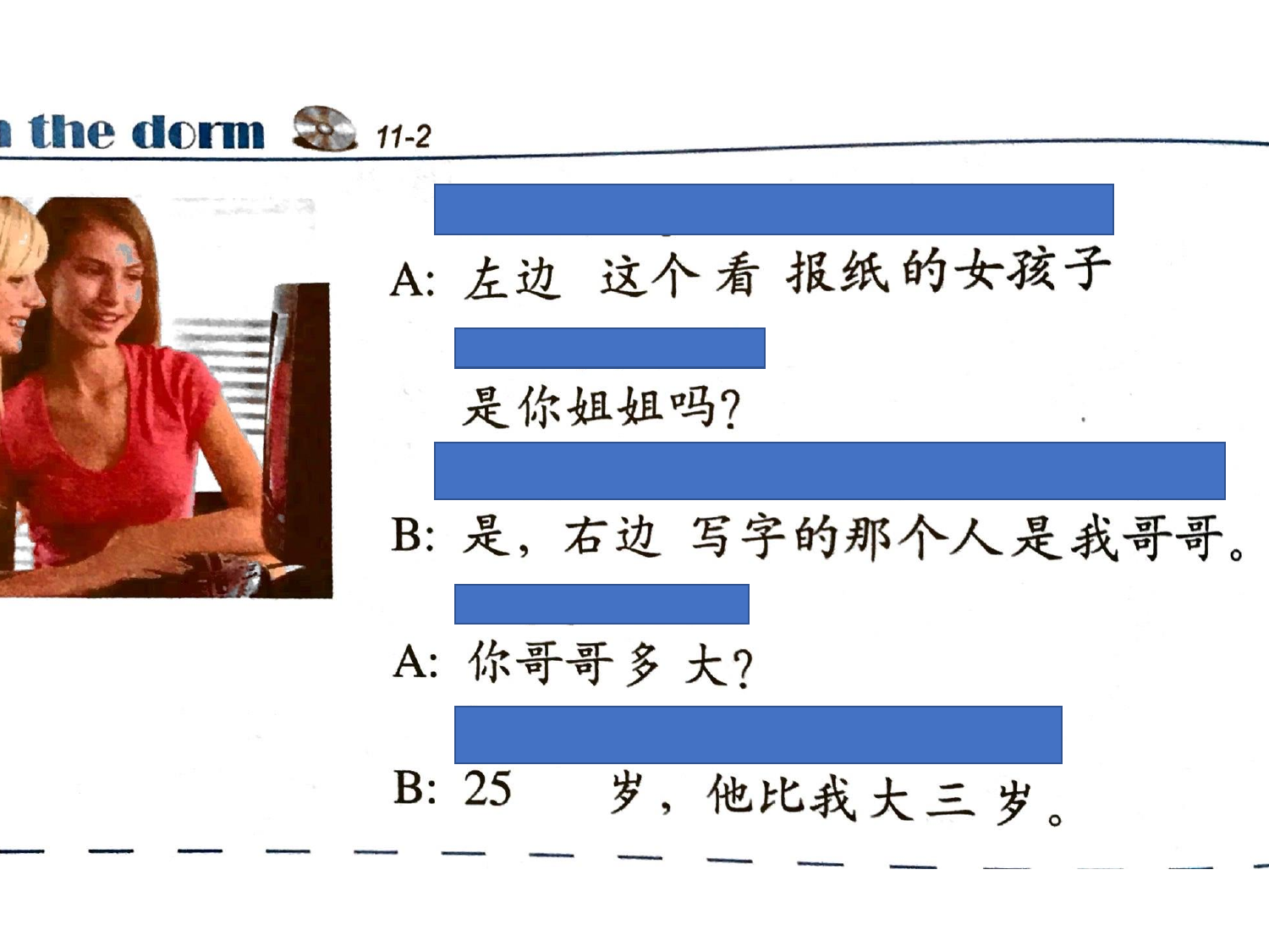## the dorm 11-2

A: 左边 这个看 报纸的女孩子

是你姐姐吗?

B: 是，右边 写字的那个人是我哥哥。

A: 你哥哥多大?

B: 25 岁，他比我大三岁。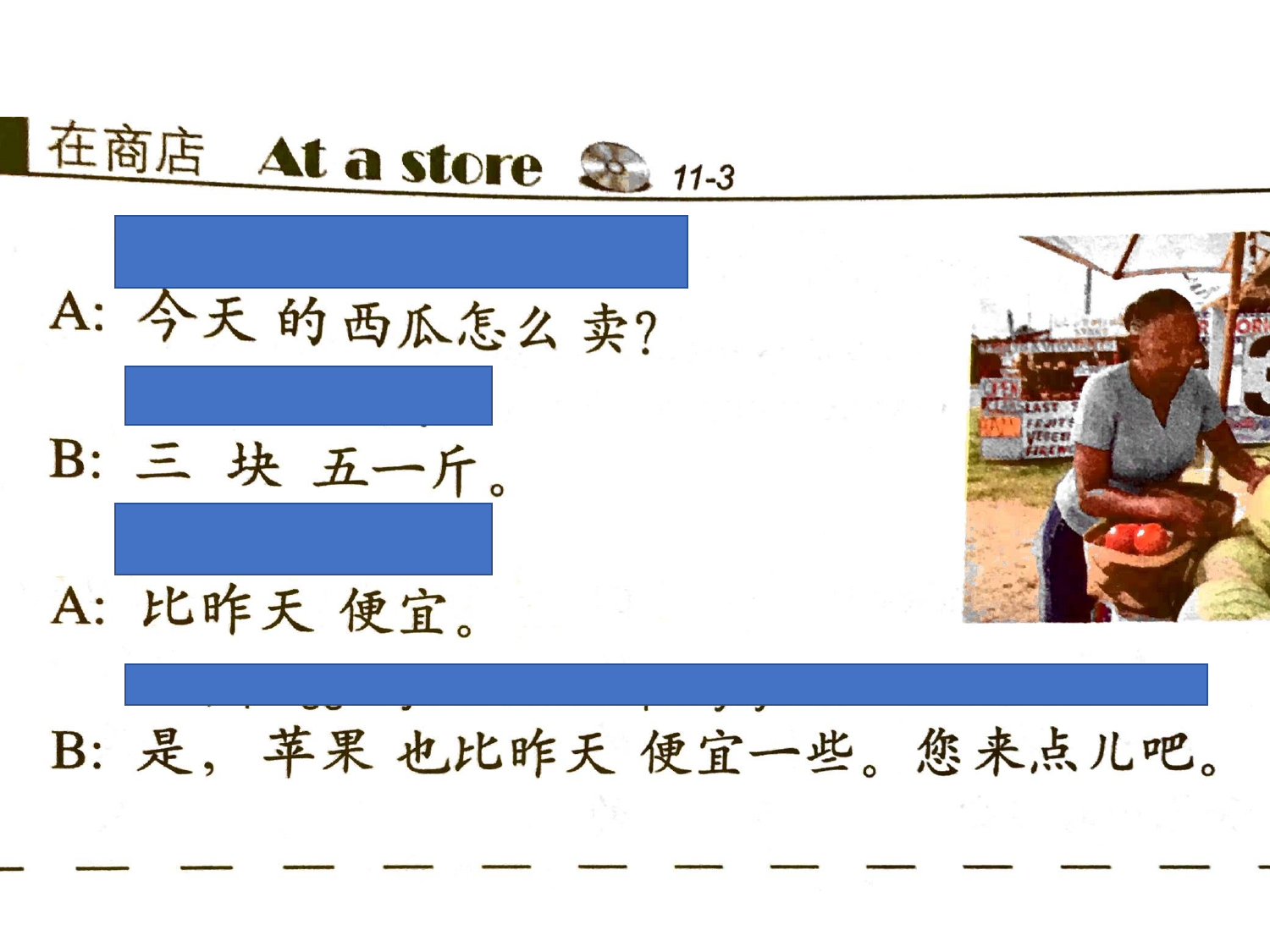## 在商店 At a store 11-3

A: 今天的西瓜怎么卖?

B: 三块五一斤。

A: 比昨天便宜。

B: 是，苹果也比昨天便宜一些。您来点儿吧。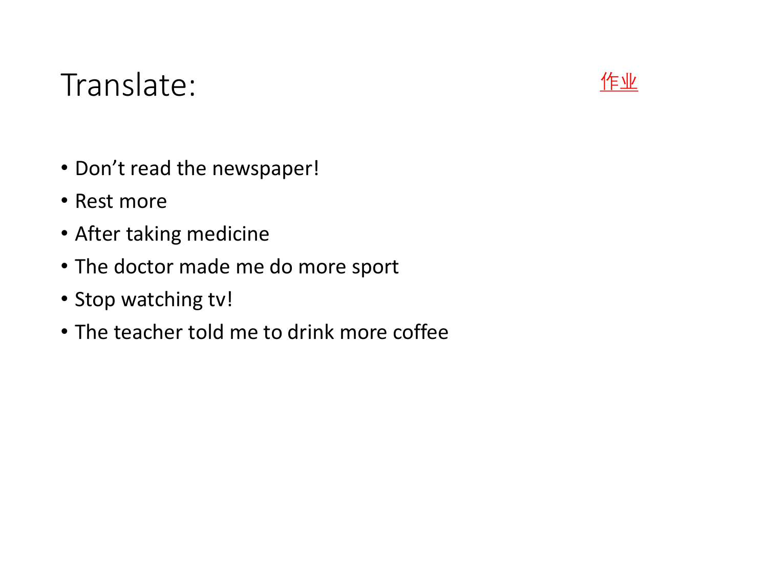# Translate:

作业

- Don’t read the newspaper!
- Rest more
- After taking medicine
- The doctor made me do more sport
- Stop watching tv!
- The teacher told me to drink more coffee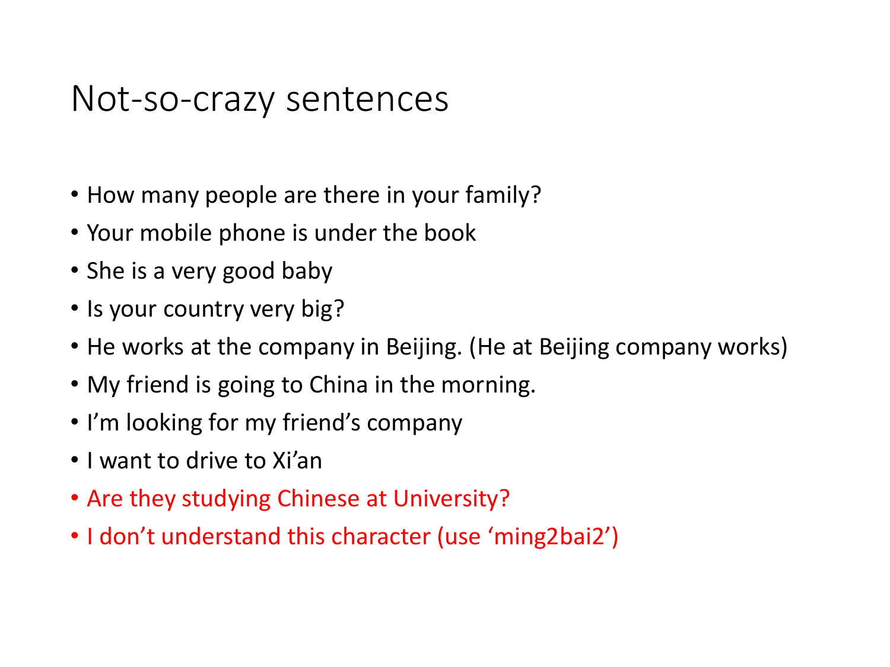# Not-so-crazy sentences

- How many people are there in your family?
- Your mobile phone is under the book
- She is a very good baby
- Is your country very big?
- He works at the company in Beijing. (He at Beijing company works)
- My friend is going to China in the morning.
- I'm looking for my friend's company
- I want to drive to Xi'an
- Are they studying Chinese at University?
- I don't understand this character (use 'ming2bai2')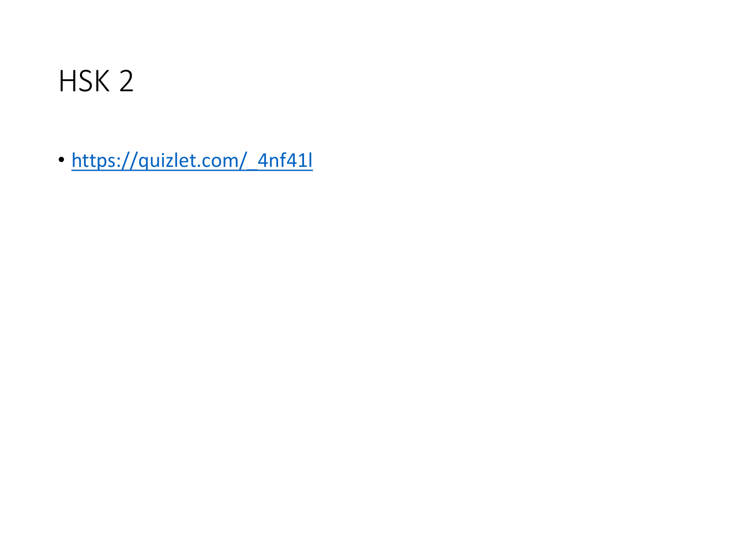# HSK 2

- https://quizlet.com/_4nf41l